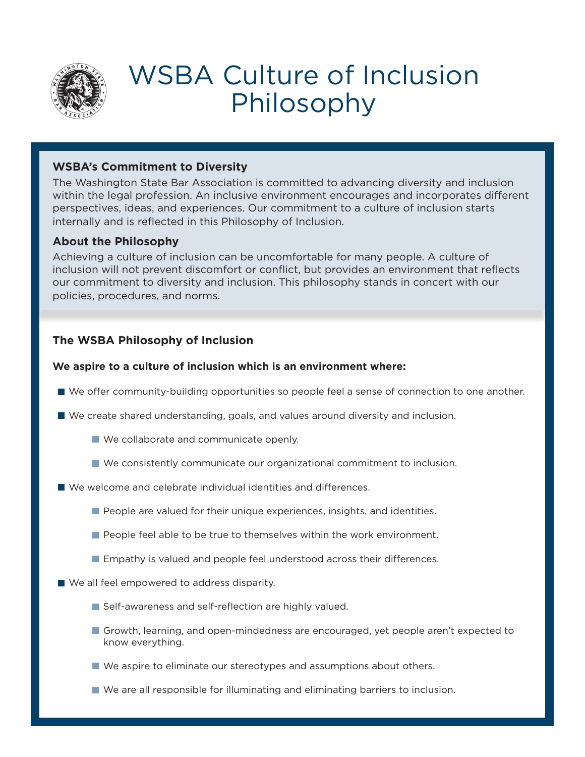# WSBA Culture of Inclusion Philosophy

### WSBA's Commitment to Diversity

The Washington State Bar Association is committed to advancing diversity and inclusion within the legal profession. An inclusive environment encourages and incorporates different perspectives, ideas, and experiences. Our commitment to a culture of inclusion starts internally and is reflected in this Philosophy of Inclusion.

### About the Philosophy

Achieving a culture of inclusion can be uncomfortable for many people. A culture of inclusion will not prevent discomfort or conflict, but provides an environment that reflects our commitment to diversity and inclusion. This philosophy stands in concert with our policies, procedures, and norms.

## The WSBA Philosophy of Inclusion

**We aspire to a culture of inclusion which is an environment where:**

- We offer community-building opportunities so people feel a sense of connection to one another.
- We create shared understanding, goals, and values around diversity and inclusion.
    - We collaborate and communicate openly.
    - We consistently communicate our organizational commitment to inclusion.
- We welcome and celebrate individual identities and differences.
    - People are valued for their unique experiences, insights, and identities.
    - People feel able to be true to themselves within the work environment.
    - Empathy is valued and people feel understood across their differences.
- We all feel empowered to address disparity.
    - Self-awareness and self-reflection are highly valued.
    - Growth, learning, and open-mindedness are encouraged, yet people aren't expected to know everything.
    - We aspire to eliminate our stereotypes and assumptions about others.
    - We are all responsible for illuminating and eliminating barriers to inclusion.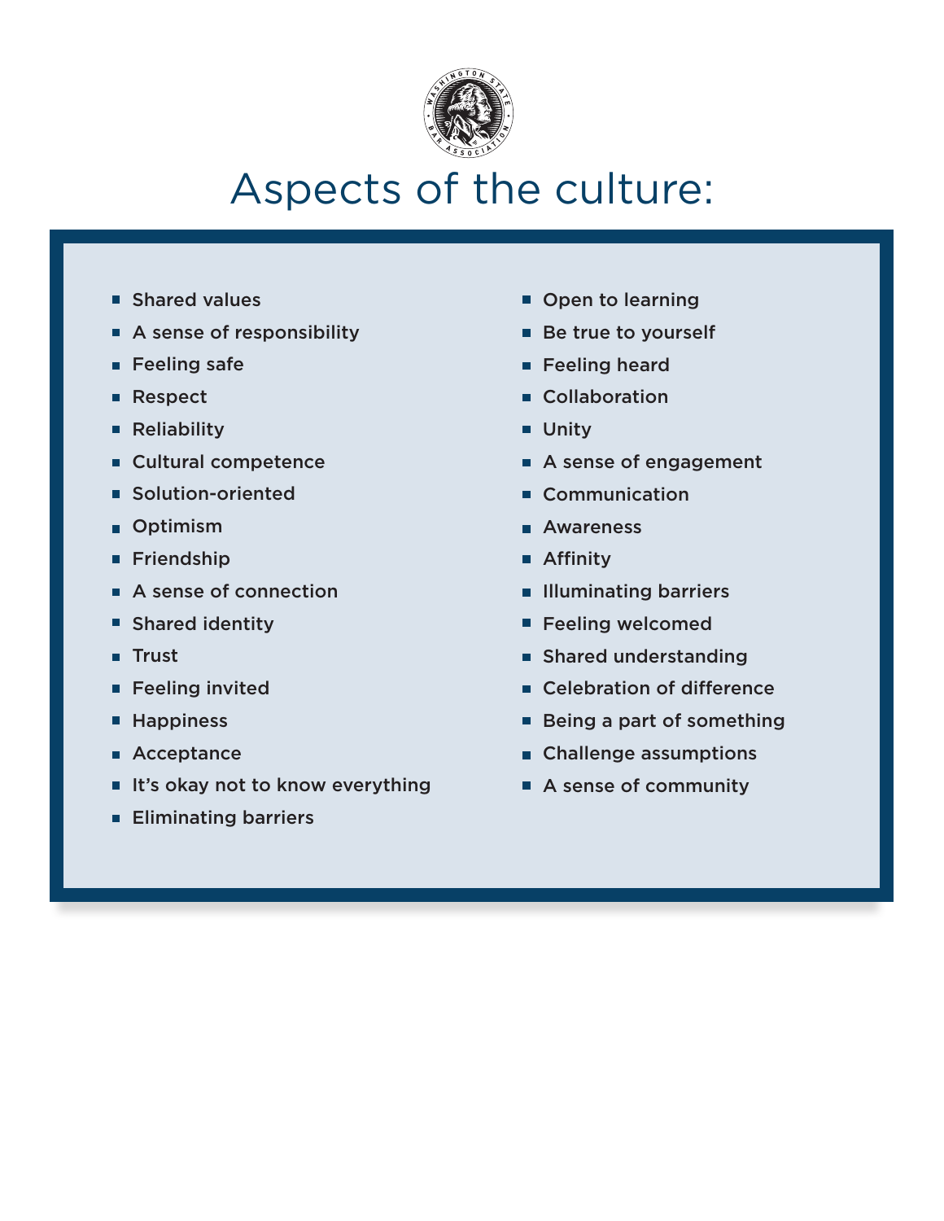# Aspects of the culture:

- Shared values
- A sense of responsibility
- Feeling safe
- Respect
- Reliability
- Cultural competence
- Solution-oriented
- Optimism
- Friendship
- A sense of connection
- Shared identity
- Trust
- Feeling invited
- Happiness
- Acceptance
- It's okay not to know everything
- Eliminating barriers
- Open to learning
- Be true to yourself
- Feeling heard
- Collaboration
- Unity
- A sense of engagement
- Communication
- Awareness
- Affinity
- Illuminating barriers
- Feeling welcomed
- Shared understanding
- Celebration of difference
- Being a part of something
- Challenge assumptions
- A sense of community